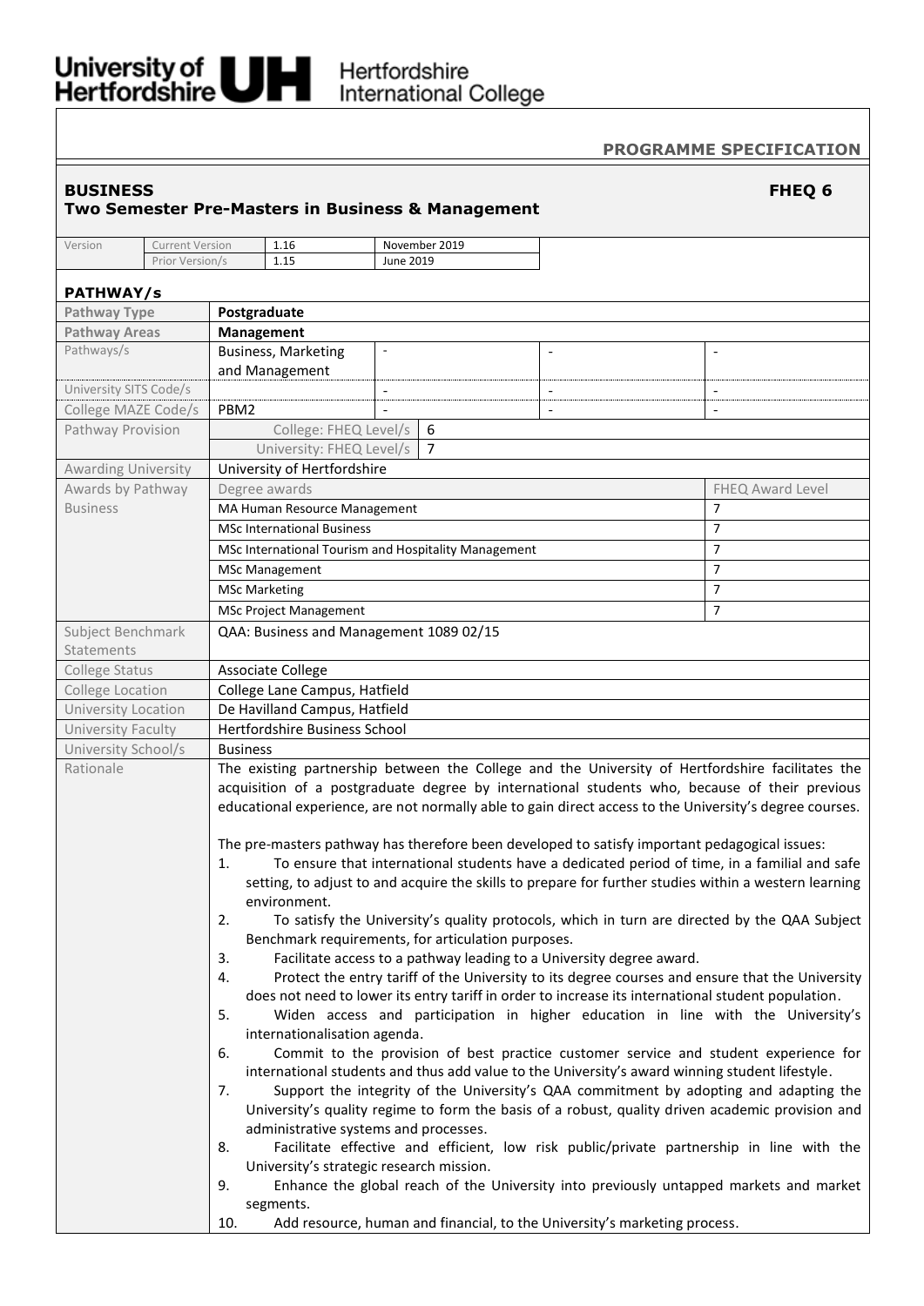University of Hertfordshire | Hertfordshire International College

**PROGRAMME SPECIFICATION**

# BUSINESS — FHEQ 6

## Two Semester Pre-Masters in Business & Management

| Version | Current Version | 1.16 | November 2019 |
|---|---|---|---|
| | Prior Version/s | 1.15 | June 2019 |

### PATHWAY/s

| | | | | |
|---|---|---|---|---|
| **Pathway Type** | **Postgraduate** | | | |
| **Pathway Areas** | **Management** | | | |
| Pathways/s | Business, Marketing and Management | - | - | - |
| University SITS Code/s | | - | - | - |
| College MAZE Code/s | PBM2 | - | - | - |
| Pathway Provision | College: FHEQ Level/s | 6 | | |
| | University: FHEQ Level/s | 7 | | |
| Awarding University | University of Hertfordshire | | | |

| Awards by Pathway | Degree awards | FHEQ Award Level |
|---|---|---|
| Business | MA Human Resource Management | 7 |
| | MSc International Business | 7 |
| | MSc International Tourism and Hospitality Management | 7 |
| | MSc Management | 7 |
| | MSc Marketing | 7 |
| | MSc Project Management | 7 |

| | |
|---|---|
| Subject Benchmark Statements | QAA: Business and Management 1089 02/15 |
| College Status | Associate College |
| College Location | College Lane Campus, Hatfield |
| University Location | De Havilland Campus, Hatfield |
| University Faculty | Hertfordshire Business School |
| University School/s | Business |

**Rationale**

The existing partnership between the College and the University of Hertfordshire facilitates the acquisition of a postgraduate degree by international students who, because of their previous educational experience, are not normally able to gain direct access to the University's degree courses.

The pre-masters pathway has therefore been developed to satisfy important pedagogical issues:

1. To ensure that international students have a dedicated period of time, in a familial and safe setting, to adjust to and acquire the skills to prepare for further studies within a western learning environment.
2. To satisfy the University's quality protocols, which in turn are directed by the QAA Subject Benchmark requirements, for articulation purposes.
3. Facilitate access to a pathway leading to a University degree award.
4. Protect the entry tariff of the University to its degree courses and ensure that the University does not need to lower its entry tariff in order to increase its international student population.
5. Widen access and participation in higher education in line with the University's internationalisation agenda.
6. Commit to the provision of best practice customer service and student experience for international students and thus add value to the University's award winning student lifestyle.
7. Support the integrity of the University's QAA commitment by adopting and adapting the University's quality regime to form the basis of a robust, quality driven academic provision and administrative systems and processes.
8. Facilitate effective and efficient, low risk public/private partnership in line with the University's strategic research mission.
9. Enhance the global reach of the University into previously untapped markets and market segments.
10. Add resource, human and financial, to the University's marketing process.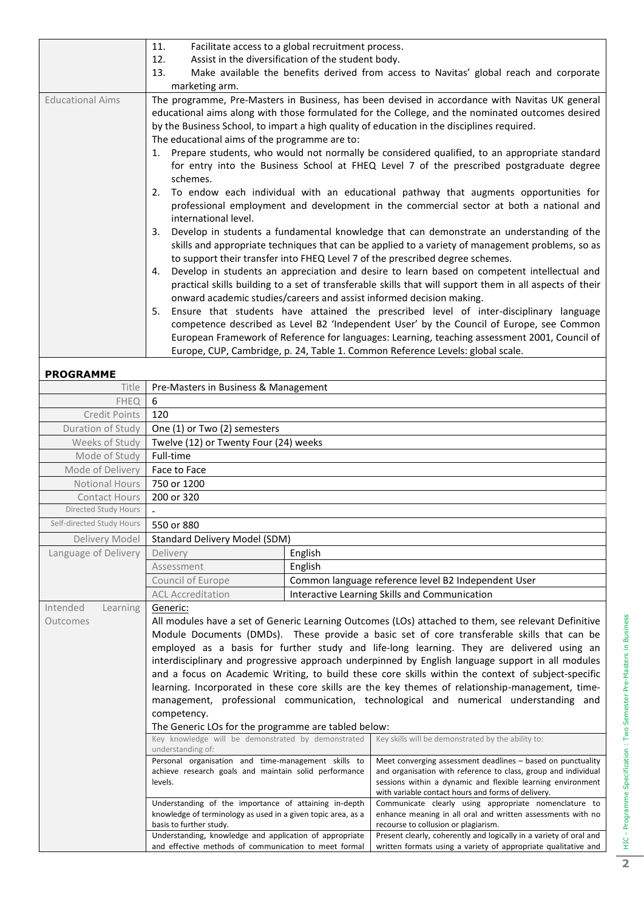| | |
|---|---|
| | 11. Facilitate access to a global recruitment process.<br>12. Assist in the diversification of the student body.<br>13. Make available the benefits derived from access to Navitas' global reach and corporate marketing arm. |
| Educational Aims | The programme, Pre-Masters in Business, has been devised in accordance with Navitas UK general educational aims along with those formulated for the College, and the nominated outcomes desired by the Business School, to impart a high quality of education in the disciplines required.<br>The educational aims of the programme are to:<br>1. Prepare students, who would not normally be considered qualified, to an appropriate standard for entry into the Business School at FHEQ Level 7 of the prescribed postgraduate degree schemes.<br>2. To endow each individual with an educational pathway that augments opportunities for professional employment and development in the commercial sector at both a national and international level.<br>3. Develop in students a fundamental knowledge that can demonstrate an understanding of the skills and appropriate techniques that can be applied to a variety of management problems, so as to support their transfer into FHEQ Level 7 of the prescribed degree schemes.<br>4. Develop in students an appreciation and desire to learn based on competent intellectual and practical skills building to a set of transferable skills that will support them in all aspects of their onward academic studies/careers and assist informed decision making.<br>5. Ensure that students have attained the prescribed level of inter-disciplinary language competence described as Level B2 'Independent User' by the Council of Europe, see Common European Framework of Reference for languages: Learning, teaching assessment 2001, Council of Europe, CUP, Cambridge, p. 24, Table 1. Common Reference Levels: global scale. |

**PROGRAMME**

| | | |
|---|---|---|
| Title | Pre-Masters in Business & Management | |
| FHEQ | 6 | |
| Credit Points | 120 | |
| Duration of Study | One (1) or Two (2) semesters | |
| Weeks of Study | Twelve (12) or Twenty Four (24) weeks | |
| Mode of Study | Full-time | |
| Mode of Delivery | Face to Face | |
| Notional Hours | 750 or 1200 | |
| Contact Hours | 200 or 320 | |
| Directed Study Hours | - | |
| Self-directed Study Hours | 550 or 880 | |
| Delivery Model | Standard Delivery Model (SDM) | |
| Language of Delivery | Delivery | English |
| | Assessment | English |
| | Council of Europe | Common language reference level B2 Independent User |
| | ACL Accreditation | Interactive Learning Skills and Communication |

**Intended Learning Outcomes**

Generic:

All modules have a set of Generic Learning Outcomes (LOs) attached to them, see relevant Definitive Module Documents (DMDs). These provide a basic set of core transferable skills that can be employed as a basis for further study and life-long learning. They are delivered using an interdisciplinary and progressive approach underpinned by English language support in all modules and a focus on Academic Writing, to build these core skills within the context of subject-specific learning. Incorporated in these core skills are the key themes of relationship-management, time-management, professional communication, technological and numerical understanding and competency.

The Generic LOs for the programme are tabled below:

| Key knowledge will be demonstrated by demonstrated understanding of: | Key skills will be demonstrated by the ability to: |
|---|---|
| Personal organisation and time-management skills to achieve research goals and maintain solid performance levels. | Meet converging assessment deadlines – based on punctuality and organisation with reference to class, group and individual sessions within a dynamic and flexible learning environment with variable contact hours and forms of delivery. |
| Understanding of the importance of attaining in-depth knowledge of terminology as used in a given topic area, as a basis to further study. | Communicate clearly using appropriate nomenclature to enhance meaning in all oral and written assessments with no recourse to collusion or plagiarism. |
| Understanding, knowledge and application of appropriate and effective methods of communication to meet formal | Present clearly, coherently and logically in a variety of oral and written formats using a variety of appropriate qualitative and |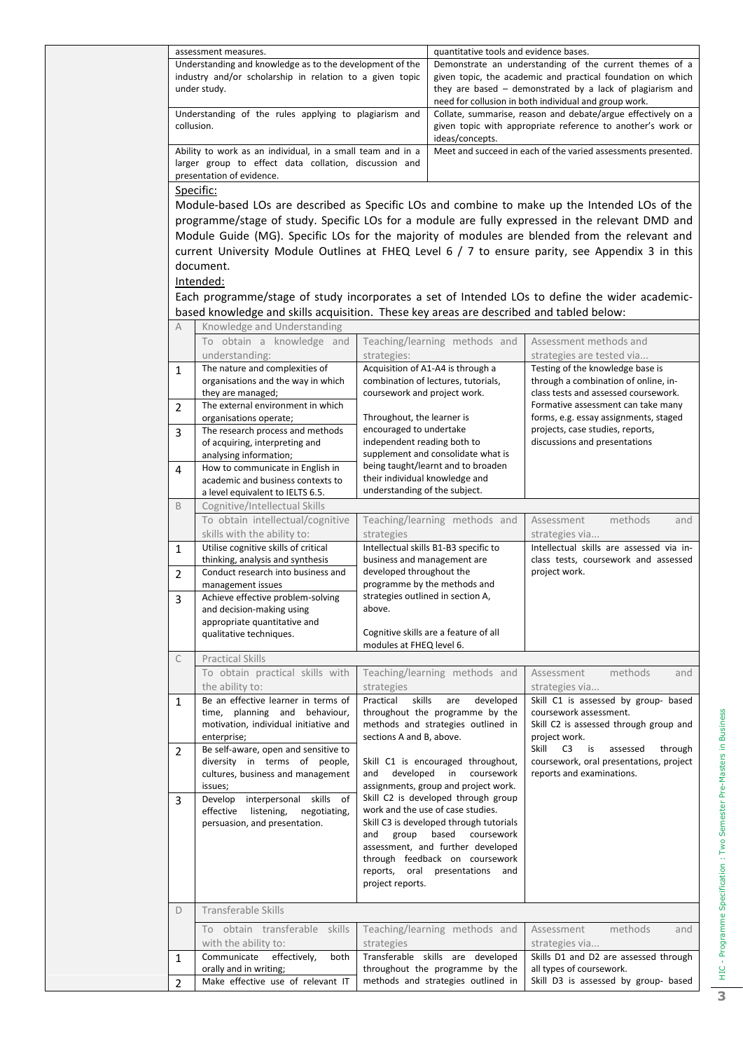| | |
|---|---|
| assessment measures. | quantitative tools and evidence bases. |
| Understanding and knowledge as to the development of the industry and/or scholarship in relation to a given topic under study. | Demonstrate an understanding of the current themes of a given topic, the academic and practical foundation on which they are based – demonstrated by a lack of plagiarism and need for collision in both individual and group work. |
| Understanding of the rules applying to plagiarism and collusion. | Collate, summarise, reason and debate/argue effectively on a given topic with appropriate reference to another's work or ideas/concepts. |
| Ability to work as an individual, in a small team and in a larger group to effect data collation, discussion and presentation of evidence. | Meet and succeed in each of the varied assessments presented. |

Specific:

Module-based LOs are described as Specific LOs and combine to make up the Intended LOs of the programme/stage of study. Specific LOs for a module are fully expressed in the relevant DMD and Module Guide (MG). Specific LOs for the majority of modules are blended from the relevant and current University Module Outlines at FHEQ Level 6 / 7 to ensure parity, see Appendix 3 in this document.

Intended:

Each programme/stage of study incorporates a set of Intended LOs to define the wider academic-based knowledge and skills acquisition. These key areas are described and tabled below:

| | | | |
|---|---|---|---|
| A | Knowledge and Understanding | | |
| | To obtain a knowledge and understanding: | Teaching/learning methods and strategies: | Assessment methods and strategies are tested via... |
| 1 | The nature and complexities of organisations and the way in which they are managed; | Acquisition of A1-A4 is through a combination of lectures, tutorials, coursework and project work.<br><br>Throughout, the learner is encouraged to undertake independent reading both to supplement and consolidate what is being taught/learnt and to broaden their individual knowledge and understanding of the subject. | Testing of the knowledge base is through a combination of online, in-class tests and assessed coursework. Formative assessment can take many forms, e.g. essay assignments, staged projects, case studies, reports, discussions and presentations |
| 2 | The external environment in which organisations operate; | | |
| 3 | The research process and methods of acquiring, interpreting and analysing information; | | |
| 4 | How to communicate in English in academic and business contexts to a level equivalent to IELTS 6.5. | | |
| B | Cognitive/Intellectual Skills | | |
| | To obtain intellectual/cognitive skills with the ability to: | Teaching/learning methods and strategies | Assessment methods and strategies via... |
| 1 | Utilise cognitive skills of critical thinking, analysis and synthesis | Intellectual skills B1-B3 specific to business and management are developed throughout the programme by the methods and strategies outlined in section A, above.<br><br>Cognitive skills are a feature of all modules at FHEQ level 6. | Intellectual skills are assessed via in-class tests, coursework and assessed project work. |
| 2 | Conduct research into business and management issues | | |
| 3 | Achieve effective problem-solving and decision-making using appropriate quantitative and qualitative techniques. | | |
| C | Practical Skills | | |
| | To obtain practical skills with the ability to: | Teaching/learning methods and strategies | Assessment methods and strategies via... |
| 1 | Be an effective learner in terms of time, planning and behaviour, motivation, individual initiative and enterprise; | Practical skills are developed throughout the programme by the methods and strategies outlined in sections A and B, above.<br><br>Skill C1 is encouraged throughout, and developed in coursework assignments, group and project work.<br>Skill C2 is developed through group work and the use of case studies.<br>Skill C3 is developed through tutorials and group based coursework assessment, and further developed through feedback on coursework reports, oral presentations and project reports. | Skill C1 is assessed by group- based coursework assessment.<br>Skill C2 is assessed through group and project work.<br>Skill C3 is assessed through coursework, oral presentations, project reports and examinations. |
| 2 | Be self-aware, open and sensitive to diversity in terms of people, cultures, business and management issues; | | |
| 3 | Develop interpersonal skills of effective listening, negotiating, persuasion, and presentation. | | |
| D | Transferable Skills | | |
| | To obtain transferable skills with the ability to: | Teaching/learning methods and strategies | Assessment methods and strategies via... |
| 1 | Communicate effectively, both orally and in writing; | Transferable skills are developed throughout the programme by the methods and strategies outlined in | Skills D1 and D2 are assessed through all types of coursework.<br>Skill D3 is assessed by group- based |
| 2 | Make effective use of relevant IT | | |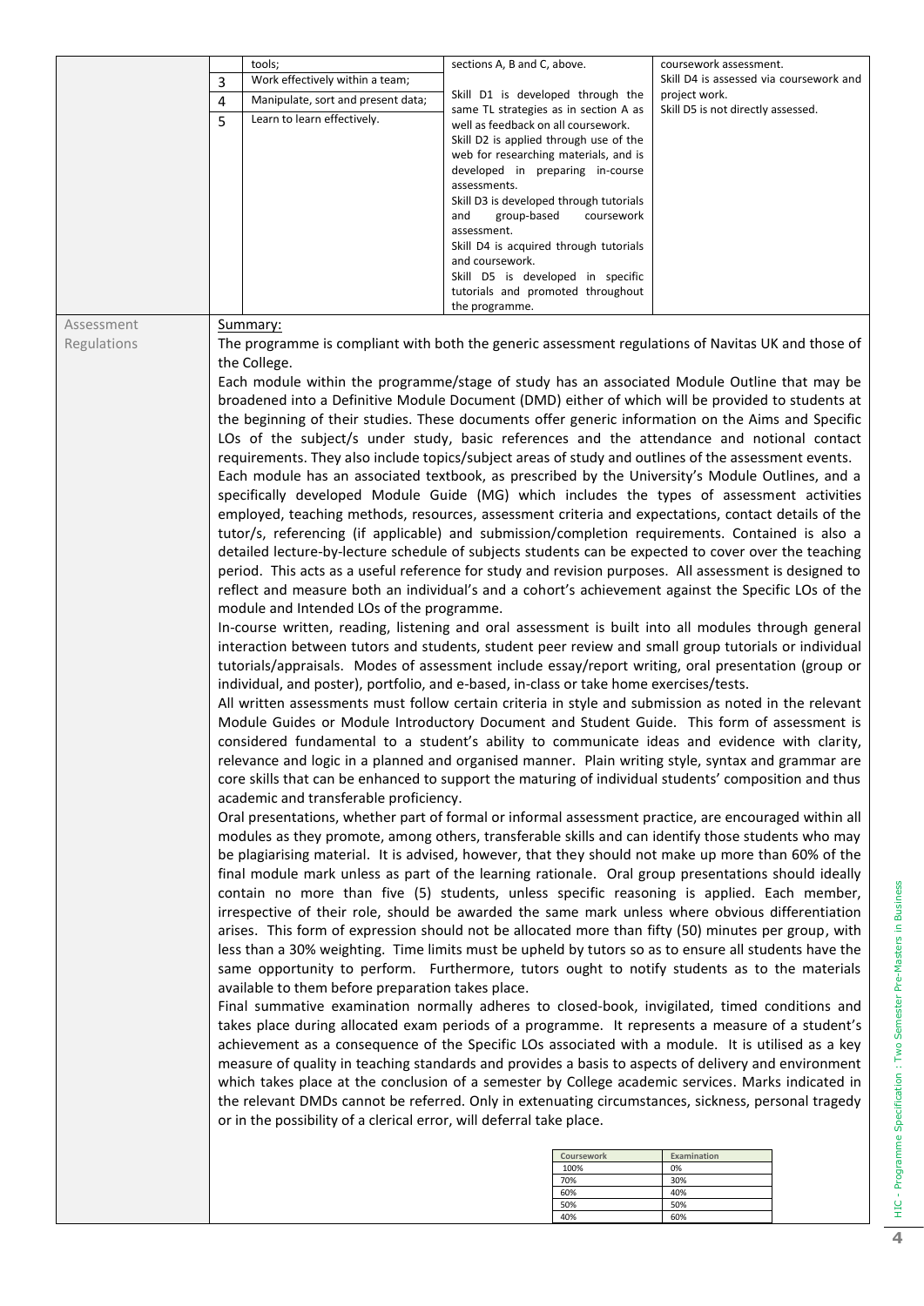| | | | | |
|---|---|---|---|---|
| | | tools; | sections A, B and C, above. | coursework assessment. |
| | 3 | Work effectively within a team; | Skill D1 is developed through the same TL strategies as in section A as well as feedback on all coursework. | Skill D4 is assessed via coursework and project work. |
| | 4 | Manipulate, sort and present data; | Skill D2 is applied through use of the web for researching materials, and is developed in preparing in-course assessments. | Skill D5 is not directly assessed. |
| | 5 | Learn to learn effectively. | Skill D3 is developed through tutorials and group-based coursework assessment. Skill D4 is acquired through tutorials and coursework. Skill D5 is developed in specific tutorials and promoted throughout the programme. | |

**Assessment Regulations**

Summary:

The programme is compliant with both the generic assessment regulations of Navitas UK and those of the College.

Each module within the programme/stage of study has an associated Module Outline that may be broadened into a Definitive Module Document (DMD) either of which will be provided to students at the beginning of their studies. These documents offer generic information on the Aims and Specific LOs of the subject/s under study, basic references and the attendance and notional contact requirements. They also include topics/subject areas of study and outlines of the assessment events.

Each module has an associated textbook, as prescribed by the University's Module Outlines, and a specifically developed Module Guide (MG) which includes the types of assessment activities employed, teaching methods, resources, assessment criteria and expectations, contact details of the tutor/s, referencing (if applicable) and submission/completion requirements. Contained is also a detailed lecture-by-lecture schedule of subjects students can be expected to cover over the teaching period. This acts as a useful reference for study and revision purposes. All assessment is designed to reflect and measure both an individual's and a cohort's achievement against the Specific LOs of the module and Intended LOs of the programme.

In-course written, reading, listening and oral assessment is built into all modules through general interaction between tutors and students, student peer review and small group tutorials or individual tutorials/appraisals. Modes of assessment include essay/report writing, oral presentation (group or individual, and poster), portfolio, and e-based, in-class or take home exercises/tests.

All written assessments must follow certain criteria in style and submission as noted in the relevant Module Guides or Module Introductory Document and Student Guide. This form of assessment is considered fundamental to a student's ability to communicate ideas and evidence with clarity, relevance and logic in a planned and organised manner. Plain writing style, syntax and grammar are core skills that can be enhanced to support the maturing of individual students' composition and thus academic and transferable proficiency.

Oral presentations, whether part of formal or informal assessment practice, are encouraged within all modules as they promote, among others, transferable skills and can identify those students who may be plagiarising material. It is advised, however, that they should not make up more than 60% of the final module mark unless as part of the learning rationale. Oral group presentations should ideally contain no more than five (5) students, unless specific reasoning is applied. Each member, irrespective of their role, should be awarded the same mark unless where obvious differentiation arises. This form of expression should not be allocated more than fifty (50) minutes per group, with less than a 30% weighting. Time limits must be upheld by tutors so as to ensure all students have the same opportunity to perform. Furthermore, tutors ought to notify students as to the materials available to them before preparation takes place.

Final summative examination normally adheres to closed-book, invigilated, timed conditions and takes place during allocated exam periods of a programme. It represents a measure of a student's achievement as a consequence of the Specific LOs associated with a module. It is utilised as a key measure of quality in teaching standards and provides a basis to aspects of delivery and environment which takes place at the conclusion of a semester by College academic services. Marks indicated in the relevant DMDs cannot be referred. Only in extenuating circumstances, sickness, personal tragedy or in the possibility of a clerical error, will deferral take place.

| Coursework | Examination |
|---|---|
| 100% | 0% |
| 70% | 30% |
| 60% | 40% |
| 50% | 50% |
| 40% | 60% |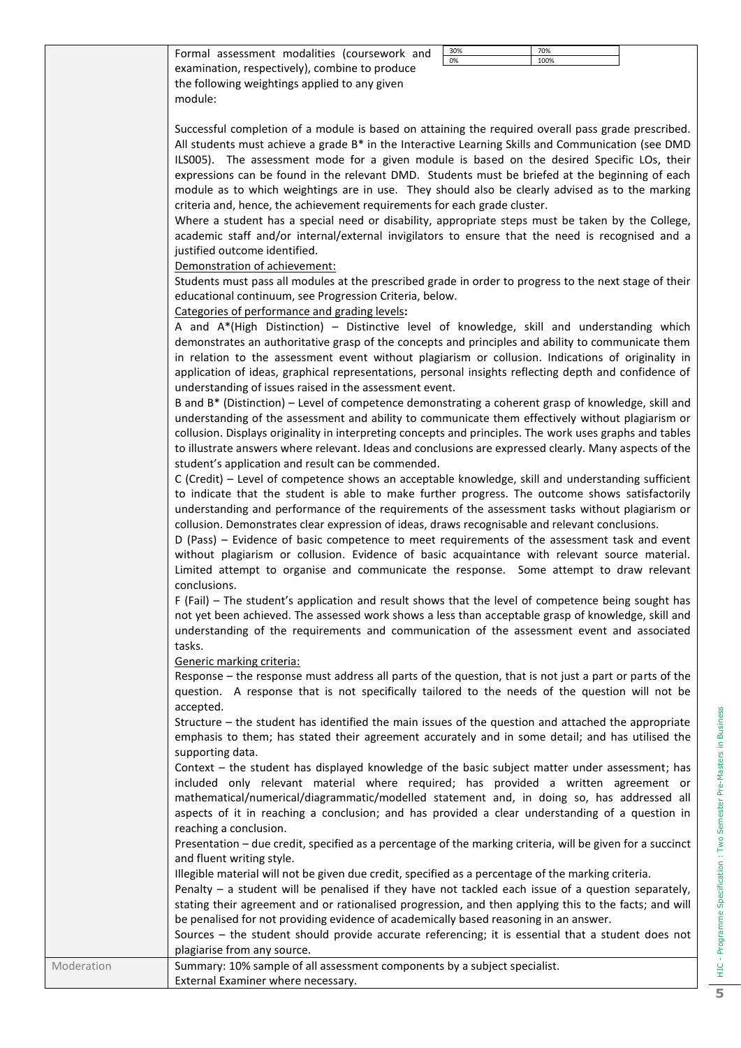| | |
|---|---|
| | Formal assessment modalities (coursework and examination, respectively), combine to produce the following weightings applied to any given module:<br><br>\| 30% \| 70% \|<br>\| 0% \| 100% \|<br><br>Successful completion of a module is based on attaining the required overall pass grade prescribed. All students must achieve a grade B* in the Interactive Learning Skills and Communication (see DMD ILS005). The assessment mode for a given module is based on the desired Specific LOs, their expressions can be found in the relevant DMD. Students must be briefed at the beginning of each module as to which weightings are in use. They should also be clearly advised as to the marking criteria and, hence, the achievement requirements for each grade cluster.<br>Where a student has a special need or disability, appropriate steps must be taken by the College, academic staff and/or internal/external invigilators to ensure that the need is recognised and a justified outcome identified.<br><u>Demonstration of achievement:</u><br>Students must pass all modules at the prescribed grade in order to progress to the next stage of their educational continuum, see Progression Criteria, below.<br><u>Categories of performance and grading levels</u>**:**<br>A and A*(High Distinction) – Distinctive level of knowledge, skill and understanding which demonstrates an authoritative grasp of the concepts and principles and ability to communicate them in relation to the assessment event without plagiarism or collusion. Indications of originality in application of ideas, graphical representations, personal insights reflecting depth and confidence of understanding of issues raised in the assessment event.<br>B and B* (Distinction) – Level of competence demonstrating a coherent grasp of knowledge, skill and understanding of the assessment and ability to communicate them effectively without plagiarism or collusion. Displays originality in interpreting concepts and principles. The work uses graphs and tables to illustrate answers where relevant. Ideas and conclusions are expressed clearly. Many aspects of the student's application and result can be commended.<br>C (Credit) – Level of competence shows an acceptable knowledge, skill and understanding sufficient to indicate that the student is able to make further progress. The outcome shows satisfactorily understanding and performance of the requirements of the assessment tasks without plagiarism or collusion. Demonstrates clear expression of ideas, draws recognisable and relevant conclusions.<br>D (Pass) – Evidence of basic competence to meet requirements of the assessment task and event without plagiarism or collusion. Evidence of basic acquaintance with relevant source material. Limited attempt to organise and communicate the response. Some attempt to draw relevant conclusions.<br>F (Fail) – The student's application and result shows that the level of competence being sought has not yet been achieved. The assessed work shows a less than acceptable grasp of knowledge, skill and understanding of the requirements and communication of the assessment event and associated tasks.<br><u>Generic marking criteria:</u><br>Response – the response must address all parts of the question, that is not just a part or parts of the question. A response that is not specifically tailored to the needs of the question will not be accepted.<br>Structure – the student has identified the main issues of the question and attached the appropriate emphasis to them; has stated their agreement accurately and in some detail; and has utilised the supporting data.<br>Context – the student has displayed knowledge of the basic subject matter under assessment; has included only relevant material where required; has provided a written agreement or mathematical/numerical/diagrammatic/modelled statement and, in doing so, has addressed all aspects of it in reaching a conclusion; and has provided a clear understanding of a question in reaching a conclusion.<br>Presentation – due credit, specified as a percentage of the marking criteria, will be given for a succinct and fluent writing style.<br>Illegible material will not be given due credit, specified as a percentage of the marking criteria.<br>Penalty – a student will be penalised if they have not tackled each issue of a question separately, stating their agreement and or rationalised progression, and then applying this to the facts; and will be penalised for not providing evidence of academically based reasoning in an answer.<br>Sources – the student should provide accurate referencing; it is essential that a student does not plagiarise from any source. |
| Moderation | Summary: 10% sample of all assessment components by a subject specialist.<br>External Examiner where necessary. |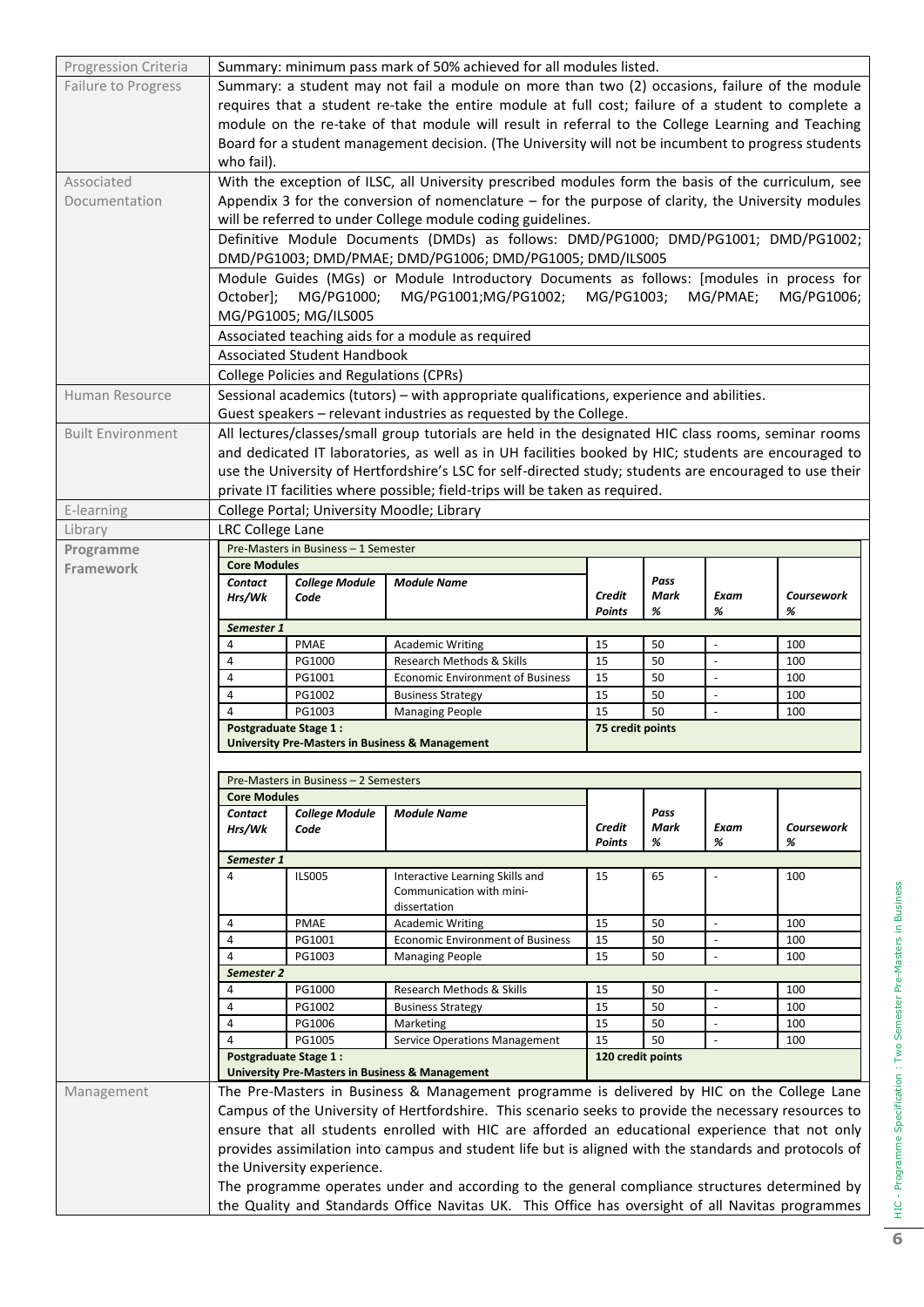| Progression Criteria | Summary: minimum pass mark of 50% achieved for all modules listed. |
|---|---|
| Failure to Progress | Summary: a student may not fail a module on more than two (2) occasions, failure of the module requires that a student re-take the entire module at full cost; failure of a student to complete a module on the re-take of that module will result in referral to the College Learning and Teaching Board for a student management decision. (The University will not be incumbent to progress students who fail). |
| Associated Documentation | With the exception of ILSC, all University prescribed modules form the basis of the curriculum, see Appendix 3 for the conversion of nomenclature – for the purpose of clarity, the University modules will be referred to under College module coding guidelines. |
| | Definitive Module Documents (DMDs) as follows: DMD/PG1000; DMD/PG1001; DMD/PG1002; DMD/PG1003; DMD/PMAE; DMD/PG1006; DMD/PG1005; DMD/ILS005 |
| | Module Guides (MGs) or Module Introductory Documents as follows: [modules in process for October]; MG/PG1000; MG/PG1001;MG/PG1002; MG/PG1003; MG/PMAE; MG/PG1006; MG/PG1005; MG/ILS005 |
| | Associated teaching aids for a module as required |
| | Associated Student Handbook |
| | College Policies and Regulations (CPRs) |
| Human Resource | Sessional academics (tutors) – with appropriate qualifications, experience and abilities.<br>Guest speakers – relevant industries as requested by the College. |
| Built Environment | All lectures/classes/small group tutorials are held in the designated HIC class rooms, seminar rooms and dedicated IT laboratories, as well as in UH facilities booked by HIC; students are encouraged to use the University of Hertfordshire's LSC for self-directed study; students are encouraged to use their private IT facilities where possible; field-trips will be taken as required. |
| E-learning | College Portal; University Moodle; Library |
| Library | LRC College Lane |

**Programme Framework**

Pre-Masters in Business – 1 Semester

| Contact Hrs/Wk | College Module Code | Module Name | Credit Points | Pass Mark % | Exam % | Coursework % |
|---|---|---|---|---|---|---|
| **Core Modules** | | | | | | |
| **Semester 1** | | | | | | |
| 4 | PMAE | Academic Writing | 15 | 50 | - | 100 |
| 4 | PG1000 | Research Methods & Skills | 15 | 50 | - | 100 |
| 4 | PG1001 | Economic Environment of Business | 15 | 50 | - | 100 |
| 4 | PG1002 | Business Strategy | 15 | 50 | - | 100 |
| 4 | PG1003 | Managing People | 15 | 50 | - | 100 |
| **Postgraduate Stage 1 : University Pre-Masters in Business & Management** | | | **75 credit points** | | | |

Pre-Masters in Business – 2 Semesters

| Contact Hrs/Wk | College Module Code | Module Name | Credit Points | Pass Mark % | Exam % | Coursework % |
|---|---|---|---|---|---|---|
| **Core Modules** | | | | | | |
| **Semester 1** | | | | | | |
| 4 | ILS005 | Interactive Learning Skills and Communication with mini-dissertation | 15 | 65 | - | 100 |
| 4 | PMAE | Academic Writing | 15 | 50 | - | 100 |
| 4 | PG1001 | Economic Environment of Business | 15 | 50 | - | 100 |
| 4 | PG1003 | Managing People | 15 | 50 | - | 100 |
| **Semester 2** | | | | | | |
| 4 | PG1000 | Research Methods & Skills | 15 | 50 | - | 100 |
| 4 | PG1002 | Business Strategy | 15 | 50 | - | 100 |
| 4 | PG1006 | Marketing | 15 | 50 | - | 100 |
| 4 | PG1005 | Service Operations Management | 15 | 50 | - | 100 |
| **Postgraduate Stage 1 : University Pre-Masters in Business & Management** | | | **120 credit points** | | | |

| Management | The Pre-Masters in Business & Management programme is delivered by HIC on the College Lane Campus of the University of Hertfordshire. This scenario seeks to provide the necessary resources to ensure that all students enrolled with HIC are afforded an educational experience that not only provides assimilation into campus and student life but is aligned with the standards and protocols of the University experience.<br>The programme operates under and according to the general compliance structures determined by the Quality and Standards Office Navitas UK. This Office has oversight of all Navitas programmes |
|---|---|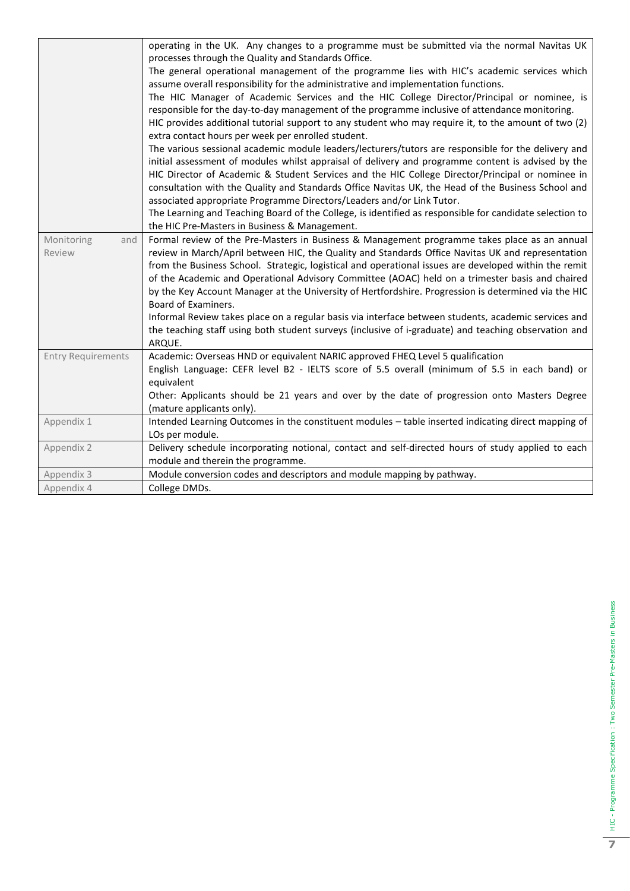| | |
|---|---|
| | operating in the UK. Any changes to a programme must be submitted via the normal Navitas UK processes through the Quality and Standards Office.<br>The general operational management of the programme lies with HIC's academic services which assume overall responsibility for the administrative and implementation functions.<br>The HIC Manager of Academic Services and the HIC College Director/Principal or nominee, is responsible for the day-to-day management of the programme inclusive of attendance monitoring.<br>HIC provides additional tutorial support to any student who may require it, to the amount of two (2) extra contact hours per week per enrolled student.<br>The various sessional academic module leaders/lecturers/tutors are responsible for the delivery and initial assessment of modules whilst appraisal of delivery and programme content is advised by the HIC Director of Academic & Student Services and the HIC College Director/Principal or nominee in consultation with the Quality and Standards Office Navitas UK, the Head of the Business School and associated appropriate Programme Directors/Leaders and/or Link Tutor.<br>The Learning and Teaching Board of the College, is identified as responsible for candidate selection to the HIC Pre-Masters in Business & Management. |
| Monitoring and Review | Formal review of the Pre-Masters in Business & Management programme takes place as an annual review in March/April between HIC, the Quality and Standards Office Navitas UK and representation from the Business School. Strategic, logistical and operational issues are developed within the remit of the Academic and Operational Advisory Committee (AOAC) held on a trimester basis and chaired by the Key Account Manager at the University of Hertfordshire. Progression is determined via the HIC Board of Examiners.<br>Informal Review takes place on a regular basis via interface between students, academic services and the teaching staff using both student surveys (inclusive of i-graduate) and teaching observation and ARQUE. |
| Entry Requirements | Academic: Overseas HND or equivalent NARIC approved FHEQ Level 5 qualification<br>English Language: CEFR level B2 - IELTS score of 5.5 overall (minimum of 5.5 in each band) or equivalent<br>Other: Applicants should be 21 years and over by the date of progression onto Masters Degree (mature applicants only). |
| Appendix 1 | Intended Learning Outcomes in the constituent modules – table inserted indicating direct mapping of LOs per module. |
| Appendix 2 | Delivery schedule incorporating notional, contact and self-directed hours of study applied to each module and therein the programme. |
| Appendix 3 | Module conversion codes and descriptors and module mapping by pathway. |
| Appendix 4 | College DMDs. |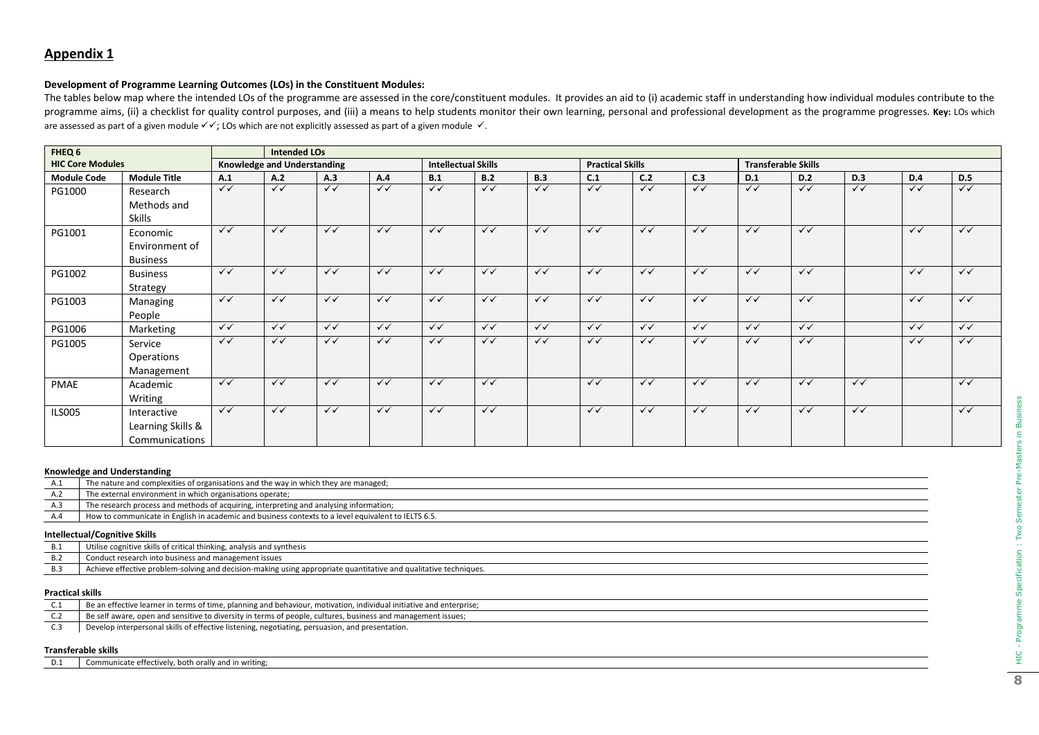## Appendix 1

**Development of Programme Learning Outcomes (LOs) in the Constituent Modules:**

The tables below map where the intended LOs of the programme are assessed in the core/constituent modules. It provides an aid to (i) academic staff in understanding how individual modules contribute to the programme aims, (ii) a checklist for quality control purposes, and (iii) a means to help students monitor their own learning, personal and professional development as the programme progresses. **Key:** LOs which are assessed as part of a given module ✓✓; LOs which are not explicitly assessed as part of a given module ✓.

| FHEQ 6 | | Intended LOs | | | | | | | | | | | | | | |
|---|---|---|---|---|---|---|---|---|---|---|---|---|---|---|---|---|
| **HIC Core Modules** | | **Knowledge and Understanding** | | | | **Intellectual Skills** | | | **Practical Skills** | | | **Transferable Skills** | | | | |
| **Module Code** | **Module Title** | **A.1** | **A.2** | **A.3** | **A.4** | **B.1** | **B.2** | **B.3** | **C.1** | **C.2** | **C.3** | **D.1** | **D.2** | **D.3** | **D.4** | **D.5** |
| PG1000 | Research Methods and Skills | ✓✓ | ✓✓ | ✓✓ | ✓✓ | ✓✓ | ✓✓ | ✓✓ | ✓✓ | ✓✓ | ✓✓ | ✓✓ | ✓✓ | ✓✓ | ✓✓ | ✓✓ |
| PG1001 | Economic Environment of Business | ✓✓ | ✓✓ | ✓✓ | ✓✓ | ✓✓ | ✓✓ | ✓✓ | ✓✓ | ✓✓ | ✓✓ | ✓✓ | ✓✓ | | ✓✓ | ✓✓ |
| PG1002 | Business Strategy | ✓✓ | ✓✓ | ✓✓ | ✓✓ | ✓✓ | ✓✓ | ✓✓ | ✓✓ | ✓✓ | ✓✓ | ✓✓ | ✓✓ | | ✓✓ | ✓✓ |
| PG1003 | Managing People | ✓✓ | ✓✓ | ✓✓ | ✓✓ | ✓✓ | ✓✓ | ✓✓ | ✓✓ | ✓✓ | ✓✓ | ✓✓ | ✓✓ | | ✓✓ | ✓✓ |
| PG1006 | Marketing | ✓✓ | ✓✓ | ✓✓ | ✓✓ | ✓✓ | ✓✓ | ✓✓ | ✓✓ | ✓✓ | ✓✓ | ✓✓ | ✓✓ | | ✓✓ | ✓✓ |
| PG1005 | Service Operations Management | ✓✓ | ✓✓ | ✓✓ | ✓✓ | ✓✓ | ✓✓ | ✓✓ | ✓✓ | ✓✓ | ✓✓ | ✓✓ | ✓✓ | | ✓✓ | ✓✓ |
| PMAE | Academic Writing | ✓✓ | ✓✓ | ✓✓ | ✓✓ | ✓✓ | ✓✓ | | ✓✓ | ✓✓ | ✓✓ | ✓✓ | ✓✓ | ✓✓ | | ✓✓ |
| ILS005 | Interactive Learning Skills & Communications | ✓✓ | ✓✓ | ✓✓ | ✓✓ | ✓✓ | ✓✓ | | ✓✓ | ✓✓ | ✓✓ | ✓✓ | ✓✓ | ✓✓ | | ✓✓ |

**Knowledge and Understanding**

| | |
|---|---|
| A.1 | The nature and complexities of organisations and the way in which they are managed; |
| A.2 | The external environment in which organisations operate; |
| A.3 | The research process and methods of acquiring, interpreting and analysing information; |
| A.4 | How to communicate in English in academic and business contexts to a level equivalent to IELTS 6.5. |

**Intellectual/Cognitive Skills**

| | |
|---|---|
| B.1 | Utilise cognitive skills of critical thinking, analysis and synthesis |
| B.2 | Conduct research into business and management issues |
| B.3 | Achieve effective problem-solving and decision-making using appropriate quantitative and qualitative techniques. |

**Practical skills**

| | |
|---|---|
| C.1 | Be an effective learner in terms of time, planning and behaviour, motivation, individual initiative and enterprise; |
| C.2 | Be self aware, open and sensitive to diversity in terms of people, cultures, business and management issues; |
| C.3 | Develop interpersonal skills of effective listening, negotiating, persuasion, and presentation. |

**Transferable skills**

| | |
|---|---|
| D.1 | Communicate effectively, both orally and in writing; |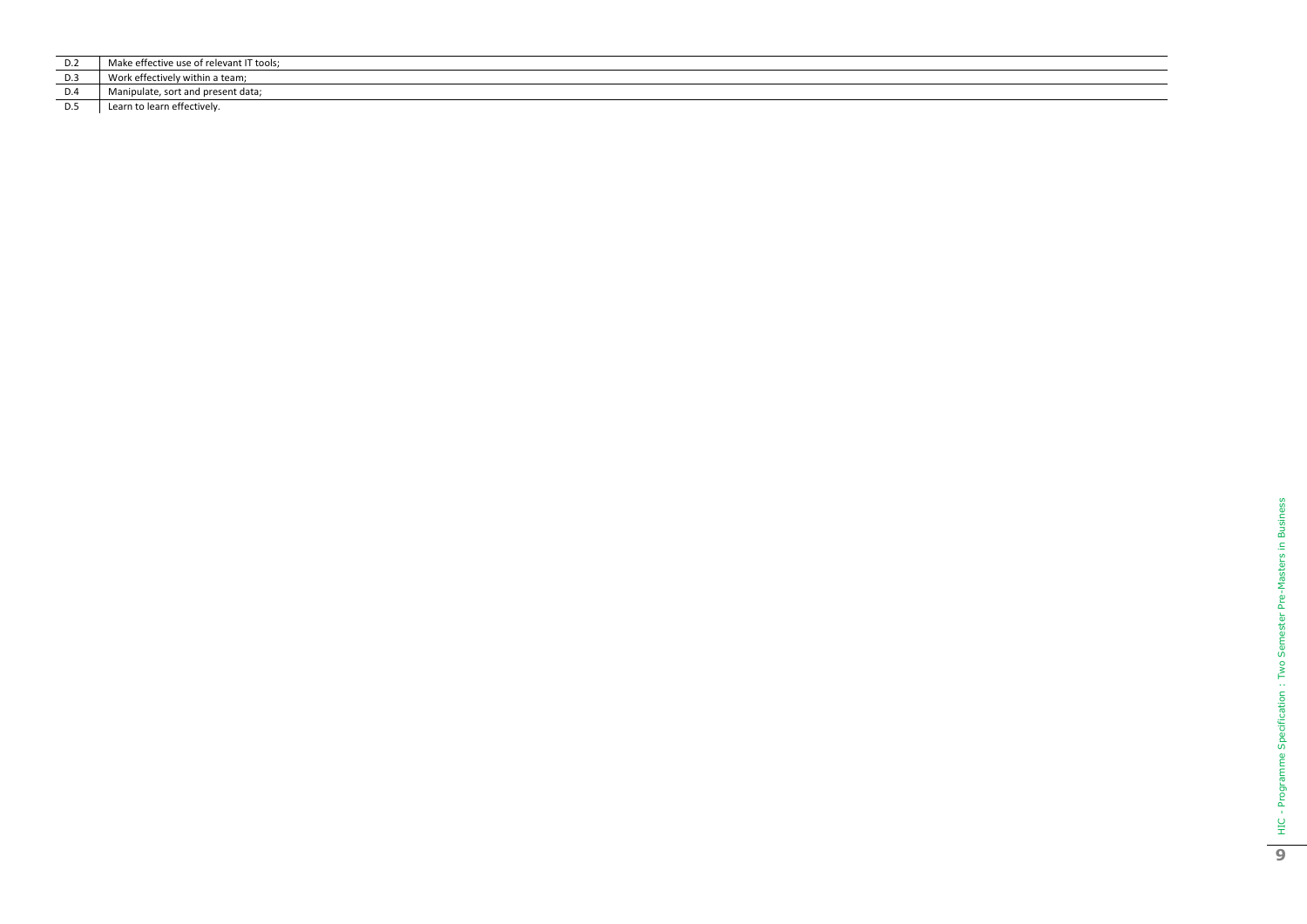| | |
|---|---|
| D.2 | Make effective use of relevant IT tools; |
| D.3 | Work effectively within a team; |
| D.4 | Manipulate, sort and present data; |
| D.5 | Learn to learn effectively. |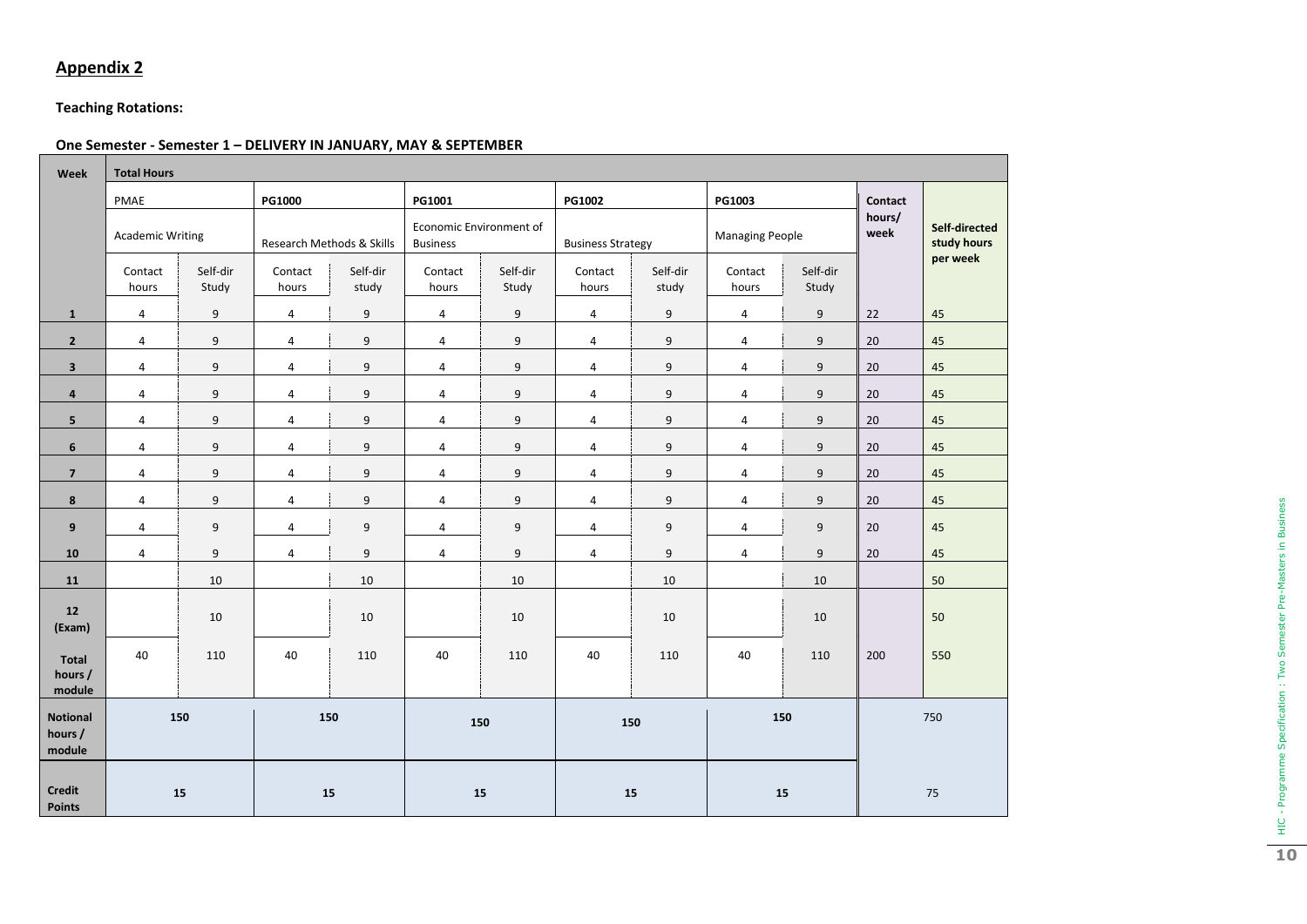## Appendix 2

**Teaching Rotations:**

**One Semester - Semester 1 – DELIVERY IN JANUARY, MAY & SEPTEMBER**

| Week | Total Hours | | | | | | | | | | | |
|---|---|---|---|---|---|---|---|---|---|---|---|---|
| | PMAE | | PG1000 | | PG1001 | | PG1002 | | PG1003 | | Contact hours/ week | Self-directed study hours per week |
| | Academic Writing | | Research Methods & Skills | | Economic Environment of Business | | Business Strategy | | Managing People | | | |
| | Contact hours | Self-dir Study | Contact hours | Self-dir study | Contact hours | Self-dir Study | Contact hours | Self-dir study | Contact hours | Self-dir Study | | |
| **1** | 4 | 9 | 4 | 9 | 4 | 9 | 4 | 9 | 4 | 9 | 22 | 45 |
| **2** | 4 | 9 | 4 | 9 | 4 | 9 | 4 | 9 | 4 | 9 | 20 | 45 |
| **3** | 4 | 9 | 4 | 9 | 4 | 9 | 4 | 9 | 4 | 9 | 20 | 45 |
| **4** | 4 | 9 | 4 | 9 | 4 | 9 | 4 | 9 | 4 | 9 | 20 | 45 |
| **5** | 4 | 9 | 4 | 9 | 4 | 9 | 4 | 9 | 4 | 9 | 20 | 45 |
| **6** | 4 | 9 | 4 | 9 | 4 | 9 | 4 | 9 | 4 | 9 | 20 | 45 |
| **7** | 4 | 9 | 4 | 9 | 4 | 9 | 4 | 9 | 4 | 9 | 20 | 45 |
| **8** | 4 | 9 | 4 | 9 | 4 | 9 | 4 | 9 | 4 | 9 | 20 | 45 |
| **9** | 4 | 9 | 4 | 9 | 4 | 9 | 4 | 9 | 4 | 9 | 20 | 45 |
| **10** | 4 | 9 | 4 | 9 | 4 | 9 | 4 | 9 | 4 | 9 | 20 | 45 |
| **11** | | 10 | | 10 | | 10 | | 10 | | 10 | | 50 |
| **12 (Exam)** | | 10 | | 10 | | 10 | | 10 | | 10 | | 50 |
| **Total hours / module** | 40 | 110 | 40 | 110 | 40 | 110 | 40 | 110 | 40 | 110 | 200 | 550 |
| **Notional hours / module** | 150 | | 150 | | 150 | | 150 | | 150 | | 750 | |
| **Credit Points** | 15 | | 15 | | 15 | | 15 | | 15 | | 75 | |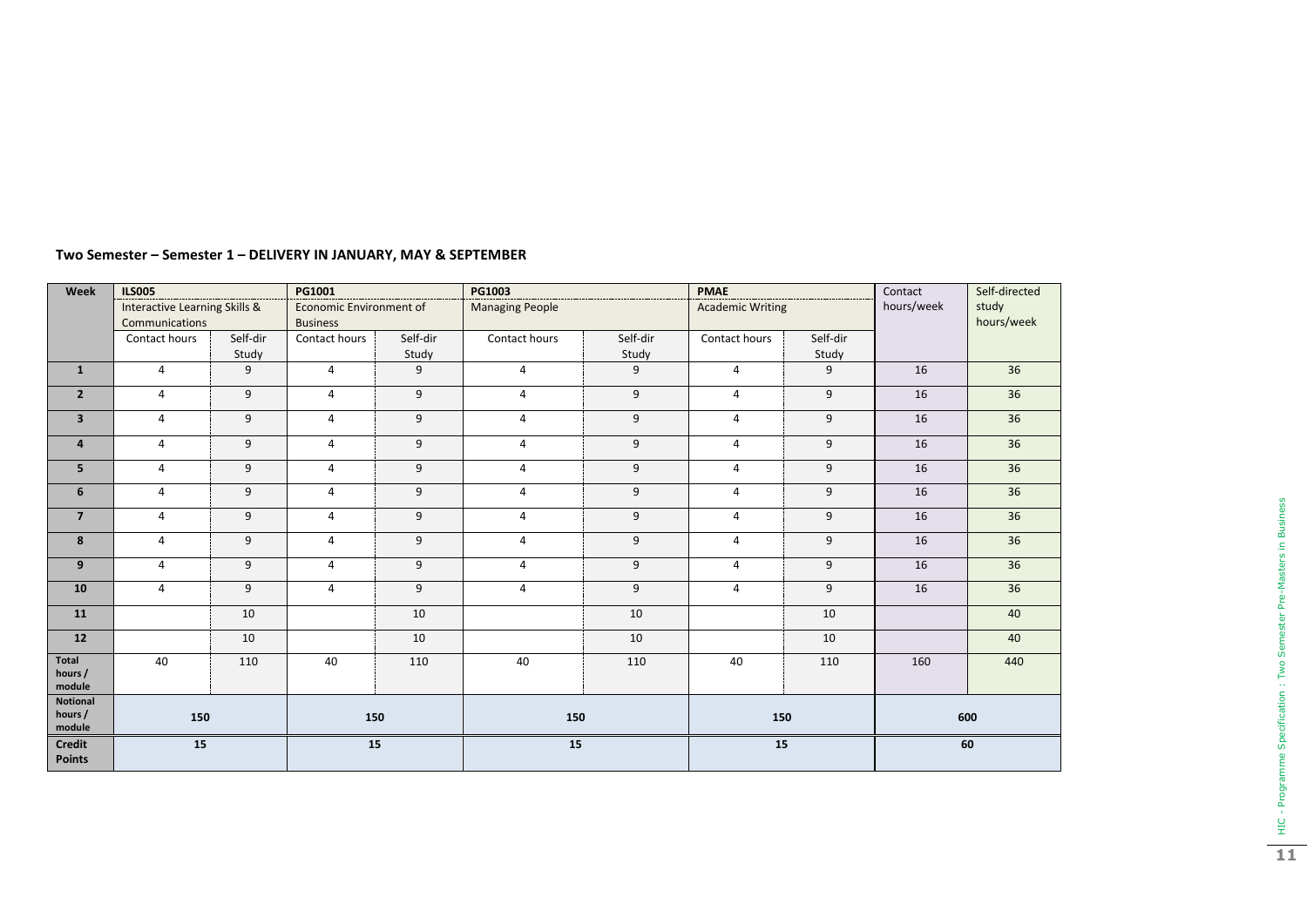**Two Semester – Semester 1 – DELIVERY IN JANUARY, MAY & SEPTEMBER**

| Week | ILS005 Interactive Learning Skills & Communications | | PG1001 Economic Environment of Business | | PG1003 Managing People | | PMAE Academic Writing | | Contact hours/week | Self-directed study hours/week |
|---|---|---|---|---|---|---|---|---|---|---|
| | Contact hours | Self-dir Study | Contact hours | Self-dir Study | Contact hours | Self-dir Study | Contact hours | Self-dir Study | | |
| **1** | 4 | 9 | 4 | 9 | 4 | 9 | 4 | 9 | 16 | 36 |
| **2** | 4 | 9 | 4 | 9 | 4 | 9 | 4 | 9 | 16 | 36 |
| **3** | 4 | 9 | 4 | 9 | 4 | 9 | 4 | 9 | 16 | 36 |
| **4** | 4 | 9 | 4 | 9 | 4 | 9 | 4 | 9 | 16 | 36 |
| **5** | 4 | 9 | 4 | 9 | 4 | 9 | 4 | 9 | 16 | 36 |
| **6** | 4 | 9 | 4 | 9 | 4 | 9 | 4 | 9 | 16 | 36 |
| **7** | 4 | 9 | 4 | 9 | 4 | 9 | 4 | 9 | 16 | 36 |
| **8** | 4 | 9 | 4 | 9 | 4 | 9 | 4 | 9 | 16 | 36 |
| **9** | 4 | 9 | 4 | 9 | 4 | 9 | 4 | 9 | 16 | 36 |
| **10** | 4 | 9 | 4 | 9 | 4 | 9 | 4 | 9 | 16 | 36 |
| **11** | | 10 | | 10 | | 10 | | 10 | | 40 |
| **12** | | 10 | | 10 | | 10 | | 10 | | 40 |
| **Total hours / module** | 40 | 110 | 40 | 110 | 40 | 110 | 40 | 110 | 160 | 440 |
| **Notional hours / module** | **150** | | **150** | | **150** | | **150** | | **600** | |
| **Credit Points** | **15** | | **15** | | **15** | | **15** | | **60** | |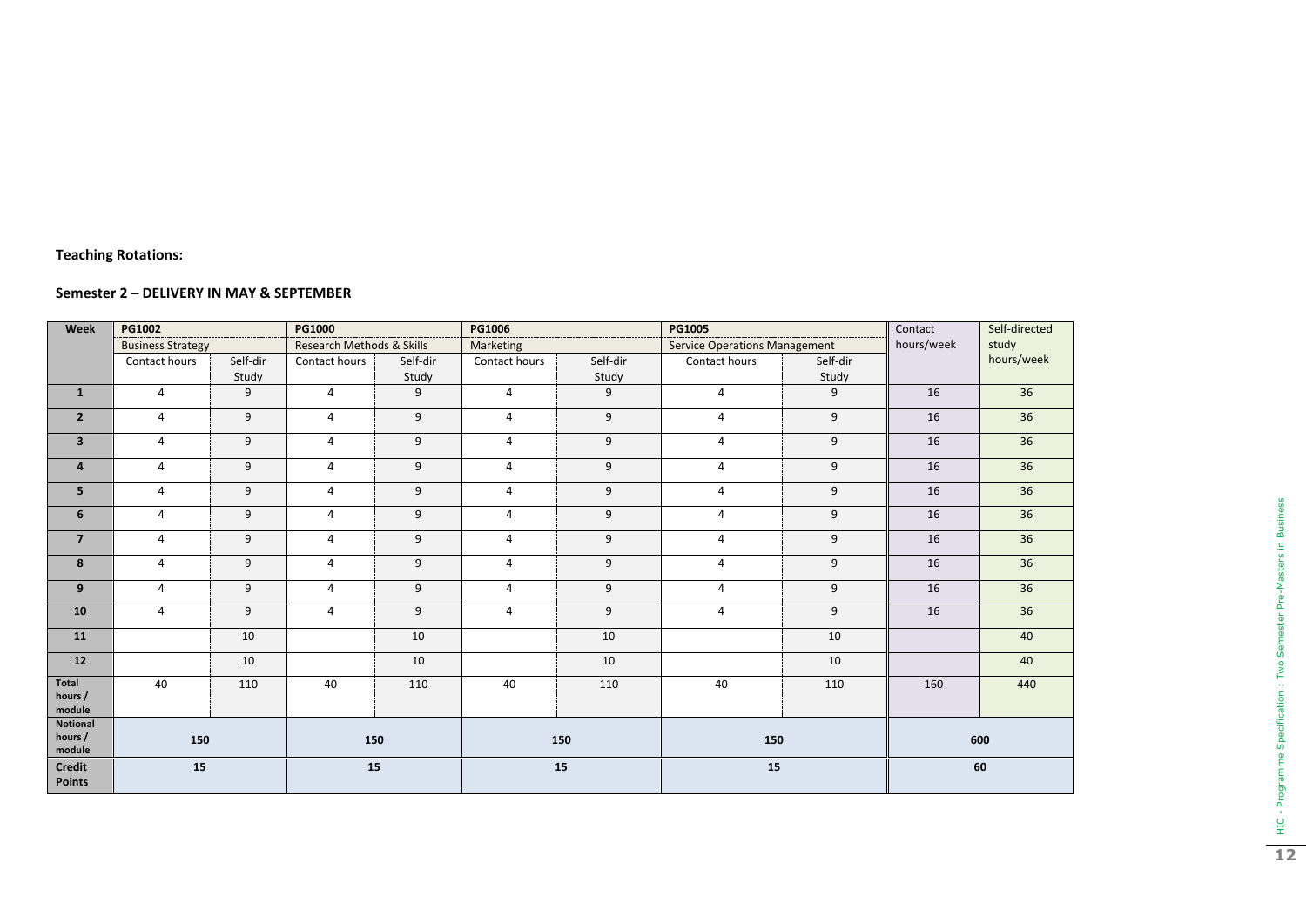**Teaching Rotations:**

**Semester 2 – DELIVERY IN MAY & SEPTEMBER**

| Week | PG1002 | | PG1000 | | PG1006 | | PG1005 | | Contact hours/week | Self-directed study hours/week |
|---|---|---|---|---|---|---|---|---|---|---|
| | Business Strategy | | Research Methods & Skills | | Marketing | | Service Operations Management | | | |
| | Contact hours | Self-dir Study | Contact hours | Self-dir Study | Contact hours | Self-dir Study | Contact hours | Self-dir Study | | |
| **1** | 4 | 9 | 4 | 9 | 4 | 9 | 4 | 9 | 16 | 36 |
| **2** | 4 | 9 | 4 | 9 | 4 | 9 | 4 | 9 | 16 | 36 |
| **3** | 4 | 9 | 4 | 9 | 4 | 9 | 4 | 9 | 16 | 36 |
| **4** | 4 | 9 | 4 | 9 | 4 | 9 | 4 | 9 | 16 | 36 |
| **5** | 4 | 9 | 4 | 9 | 4 | 9 | 4 | 9 | 16 | 36 |
| **6** | 4 | 9 | 4 | 9 | 4 | 9 | 4 | 9 | 16 | 36 |
| **7** | 4 | 9 | 4 | 9 | 4 | 9 | 4 | 9 | 16 | 36 |
| **8** | 4 | 9 | 4 | 9 | 4 | 9 | 4 | 9 | 16 | 36 |
| **9** | 4 | 9 | 4 | 9 | 4 | 9 | 4 | 9 | 16 | 36 |
| **10** | 4 | 9 | 4 | 9 | 4 | 9 | 4 | 9 | 16 | 36 |
| **11** | | 10 | | 10 | | 10 | | 10 | | 40 |
| **12** | | 10 | | 10 | | 10 | | 10 | | 40 |
| **Total hours / module** | 40 | 110 | 40 | 110 | 40 | 110 | 40 | 110 | 160 | 440 |
| **Notional hours / module** | **150** | | **150** | | **150** | | **150** | | **600** | |
| **Credit Points** | **15** | | **15** | | **15** | | **15** | | **60** | |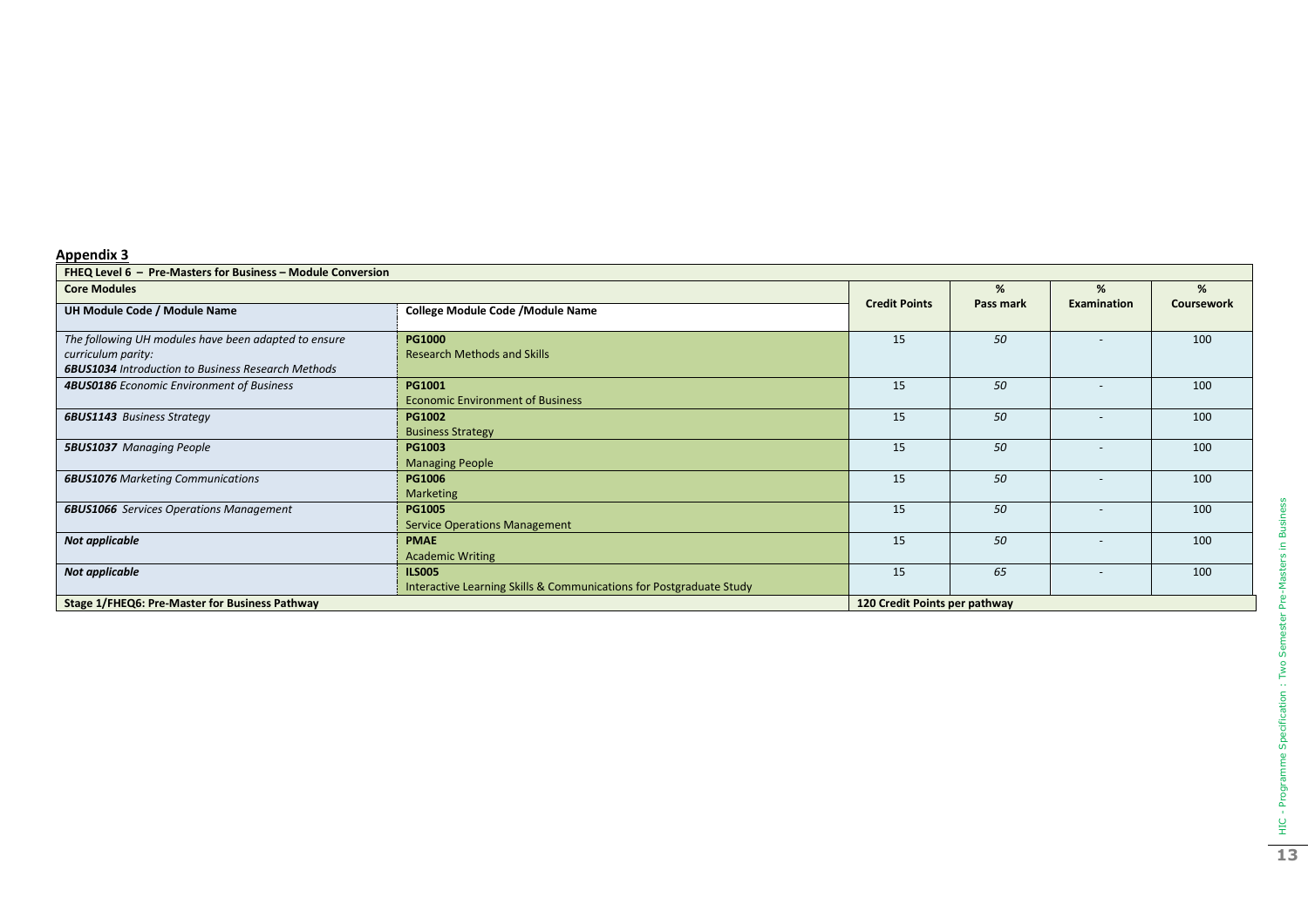## Appendix 3

| FHEQ Level 6 – Pre-Masters for Business – Module Conversion | | | | | |
|---|---|---|---|---|---|
| **Core Modules** | | **Credit Points** | **% Pass mark** | **% Examination** | **% Coursework** |
| **UH Module Code / Module Name** | **College Module Code /Module Name** | | | | |
| *The following UH modules have been adapted to ensure curriculum parity:* ***6BUS1034*** *Introduction to Business Research Methods* | **PG1000** Research Methods and Skills | 15 | *50* | - | 100 |
| ***4BUS0186*** *Economic Environment of Business* | **PG1001** Economic Environment of Business | 15 | *50* | - | 100 |
| ***6BUS1143*** *Business Strategy* | **PG1002** Business Strategy | 15 | *50* | - | 100 |
| ***5BUS1037*** *Managing People* | **PG1003** Managing People | 15 | *50* | - | 100 |
| ***6BUS1076*** *Marketing Communications* | **PG1006** Marketing | 15 | *50* | - | 100 |
| ***6BUS1066*** *Services Operations Management* | **PG1005** Service Operations Management | 15 | *50* | - | 100 |
| ***Not applicable*** | **PMAE** Academic Writing | 15 | *50* | - | 100 |
| ***Not applicable*** | **ILS005** Interactive Learning Skills & Communications for Postgraduate Study | 15 | *65* | - | 100 |
| **Stage 1/FHEQ6: Pre-Master for Business Pathway** | | **120 Credit Points per pathway** | | | |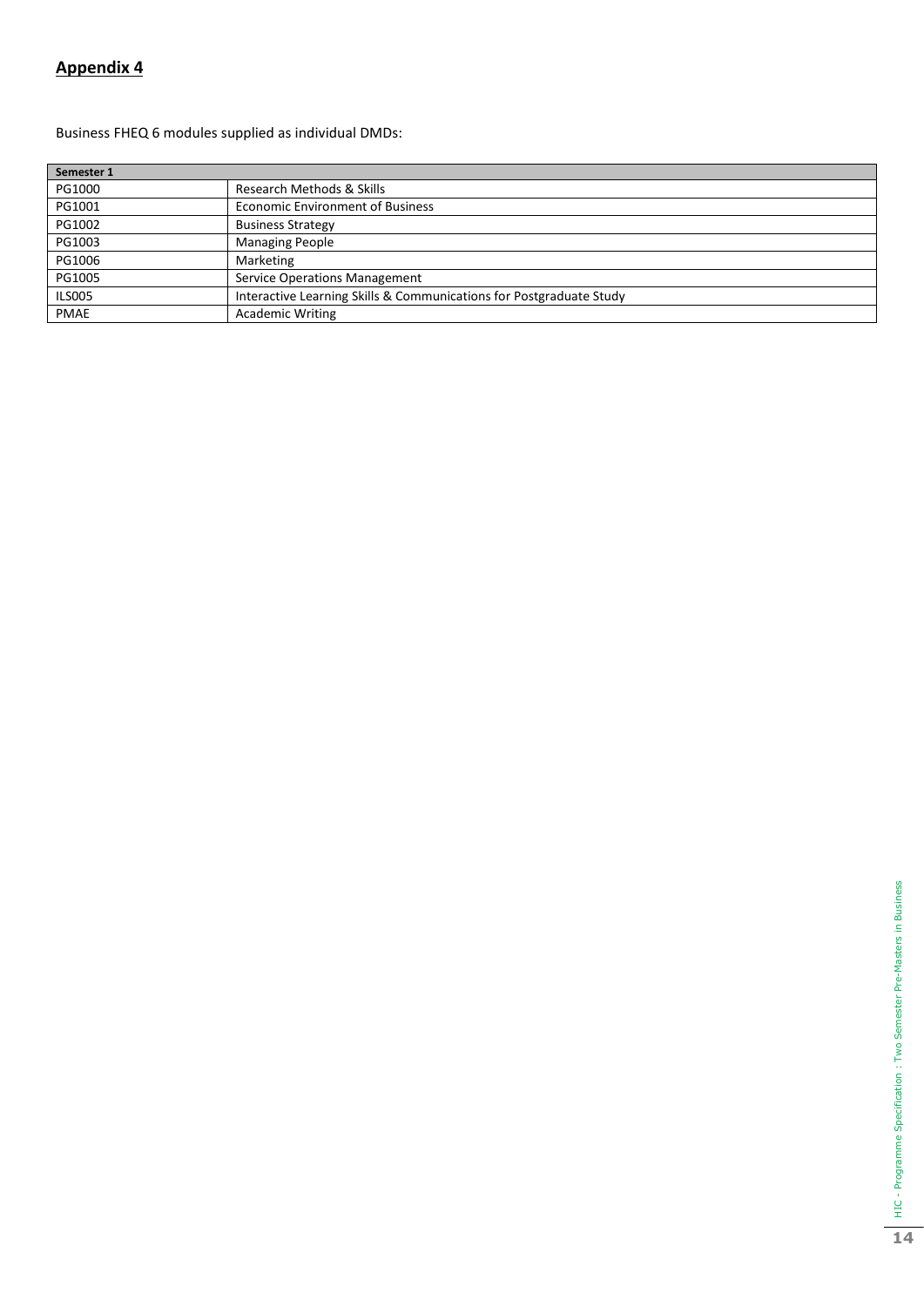## Appendix 4

Business FHEQ 6 modules supplied as individual DMDs:

| **Semester 1** | |
|---|---|
| PG1000 | Research Methods & Skills |
| PG1001 | Economic Environment of Business |
| PG1002 | Business Strategy |
| PG1003 | Managing People |
| PG1006 | Marketing |
| PG1005 | Service Operations Management |
| ILS005 | Interactive Learning Skills & Communications for Postgraduate Study |
| PMAE | Academic Writing |